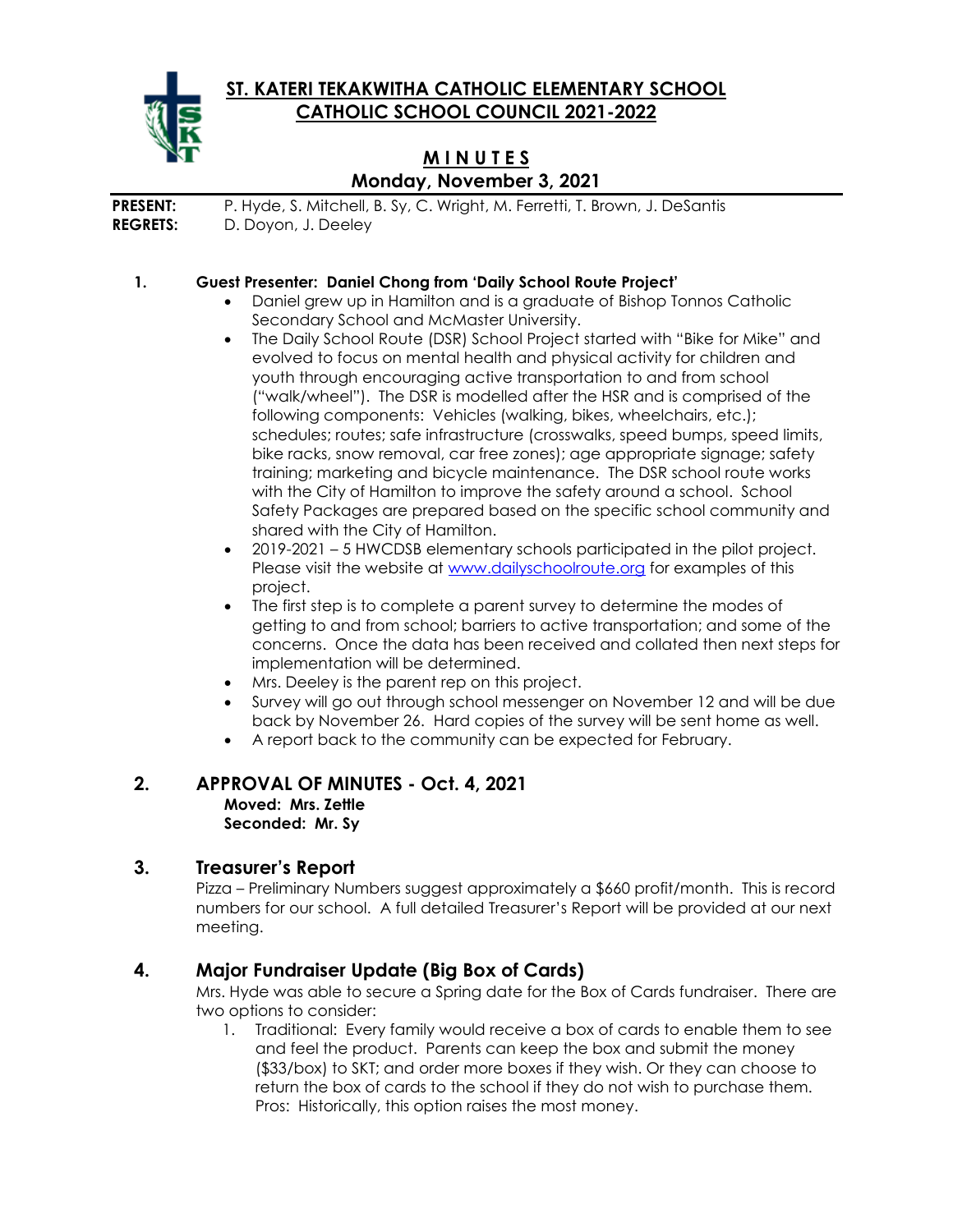# ST. KATERI TEKAKWITHA CATHOLIC ELEMENTARY SCHOOL
# CATHOLIC SCHOOL COUNCIL 2021-2022

## M I N U T E S
## Monday, November 3, 2021

**PRESENT:** P. Hyde, S. Mitchell, B. Sy, C. Wright, M. Ferretti, T. Brown, J. DeSantis
**REGRETS:** D. Doyon, J. Deeley

### 1. Guest Presenter: Daniel Chong from 'Daily School Route Project'

- Daniel grew up in Hamilton and is a graduate of Bishop Tonnos Catholic Secondary School and McMaster University.
- The Daily School Route (DSR) School Project started with "Bike for Mike" and evolved to focus on mental health and physical activity for children and youth through encouraging active transportation to and from school ("walk/wheel"). The DSR is modelled after the HSR and is comprised of the following components: Vehicles (walking, bikes, wheelchairs, etc.); schedules; routes; safe infrastructure (crosswalks, speed bumps, speed limits, bike racks, snow removal, car free zones); age appropriate signage; safety training; marketing and bicycle maintenance. The DSR school route works with the City of Hamilton to improve the safety around a school. School Safety Packages are prepared based on the specific school community and shared with the City of Hamilton.
- 2019-2021 – 5 HWCDSB elementary schools participated in the pilot project. Please visit the website at www.dailyschoolroute.org for examples of this project.
- The first step is to complete a parent survey to determine the modes of getting to and from school; barriers to active transportation; and some of the concerns. Once the data has been received and collated then next steps for implementation will be determined.
- Mrs. Deeley is the parent rep on this project.
- Survey will go out through school messenger on November 12 and will be due back by November 26. Hard copies of the survey will be sent home as well.
- A report back to the community can be expected for February.

### 2. APPROVAL OF MINUTES - Oct. 4, 2021

**Moved: Mrs. Zettle**
**Seconded: Mr. Sy**

### 3. Treasurer's Report

Pizza – Preliminary Numbers suggest approximately a $660 profit/month. This is record numbers for our school. A full detailed Treasurer's Report will be provided at our next meeting.

### 4. Major Fundraiser Update (Big Box of Cards)

Mrs. Hyde was able to secure a Spring date for the Box of Cards fundraiser. There are two options to consider:

1. Traditional: Every family would receive a box of cards to enable them to see and feel the product. Parents can keep the box and submit the money ($33/box) to SKT; and order more boxes if they wish. Or they can choose to return the box of cards to the school if they do not wish to purchase them. Pros: Historically, this option raises the most money.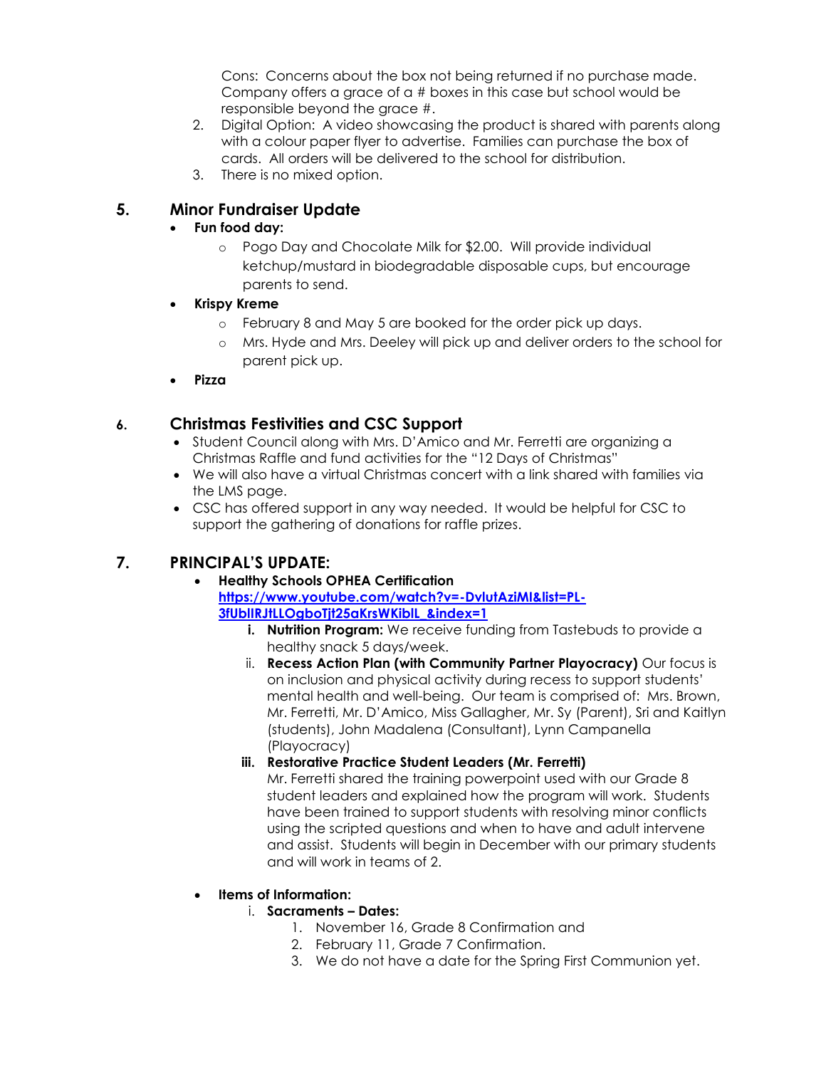Cons: Concerns about the box not being returned if no purchase made. Company offers a grace of a # boxes in this case but school would be responsible beyond the grace #.

2. Digital Option: A video showcasing the product is shared with parents along with a colour paper flyer to advertise. Families can purchase the box of cards. All orders will be delivered to the school for distribution.
3. There is no mixed option.

## 5. Minor Fundraiser Update

- **Fun food day:**
  - Pogo Day and Chocolate Milk for $2.00. Will provide individual ketchup/mustard in biodegradable disposable cups, but encourage parents to send.
- **Krispy Kreme**
  - February 8 and May 5 are booked for the order pick up days.
  - Mrs. Hyde and Mrs. Deeley will pick up and deliver orders to the school for parent pick up.
- **Pizza**

## 6. Christmas Festivities and CSC Support

- Student Council along with Mrs. D'Amico and Mr. Ferretti are organizing a Christmas Raffle and fund activities for the "12 Days of Christmas"
- We will also have a virtual Christmas concert with a link shared with families via the LMS page.
- CSC has offered support in any way needed. It would be helpful for CSC to support the gathering of donations for raffle prizes.

## 7. PRINCIPAL'S UPDATE:

- **Healthy Schools OPHEA Certification**
  **[https://www.youtube.com/watch?v=-DvlutAziMI&list=PL-3fUbIlRJtLLOgboTjt25aKrsWKiblL_&index=1](https://www.youtube.com/watch?v=-DvlutAziMI&list=PL-3fUbIlRJtLLOgboTjt25aKrsWKiblL_&index=1)**
  - i. **Nutrition Program:** We receive funding from Tastebuds to provide a healthy snack 5 days/week.
  - ii. **Recess Action Plan (with Community Partner Playocracy)** Our focus is on inclusion and physical activity during recess to support students' mental health and well-being. Our team is comprised of: Mrs. Brown, Mr. Ferretti, Mr. D'Amico, Miss Gallagher, Mr. Sy (Parent), Sri and Kaitlyn (students), John Madalena (Consultant), Lynn Campanella (Playocracy)
  - iii. **Restorative Practice Student Leaders (Mr. Ferretti)**
    Mr. Ferretti shared the training powerpoint used with our Grade 8 student leaders and explained how the program will work. Students have been trained to support students with resolving minor conflicts using the scripted questions and when to have and adult intervene and assist. Students will begin in December with our primary students and will work in teams of 2.

- **Items of Information:**
  - i. **Sacraments – Dates:**
    1. November 16, Grade 8 Confirmation and
    2. February 11, Grade 7 Confirmation.
    3. We do not have a date for the Spring First Communion yet.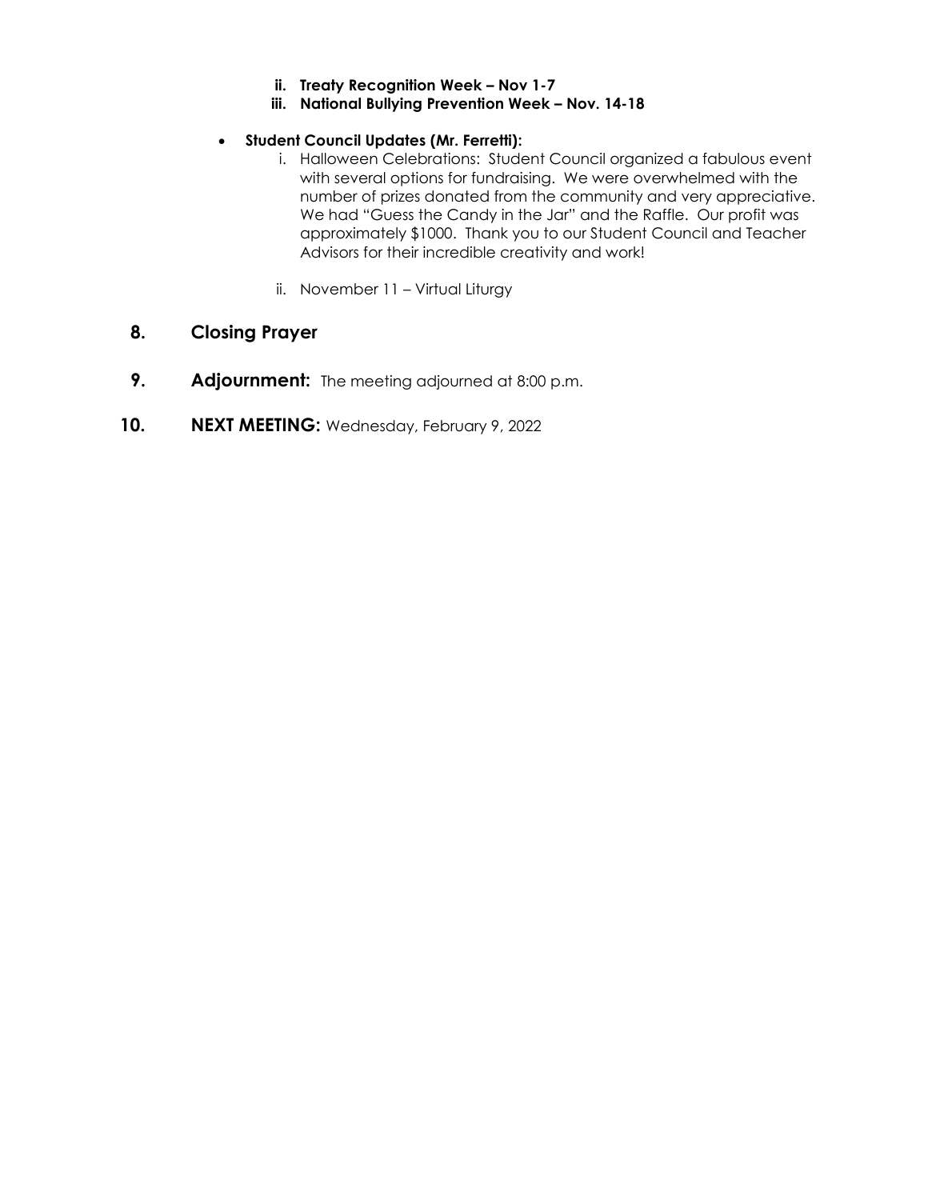ii. **Treaty Recognition Week – Nov 1-7**

iii. **National Bullying Prevention Week – Nov. 14-18**

- **Student Council Updates (Mr. Ferretti):**
  i. Halloween Celebrations: Student Council organized a fabulous event with several options for fundraising. We were overwhelmed with the number of prizes donated from the community and very appreciative. We had "Guess the Candy in the Jar" and the Raffle. Our profit was approximately $1000. Thank you to our Student Council and Teacher Advisors for their incredible creativity and work!

  ii. November 11 – Virtual Liturgy

**8. Closing Prayer**

**9. Adjournment:** The meeting adjourned at 8:00 p.m.

**10. NEXT MEETING:** Wednesday, February 9, 2022